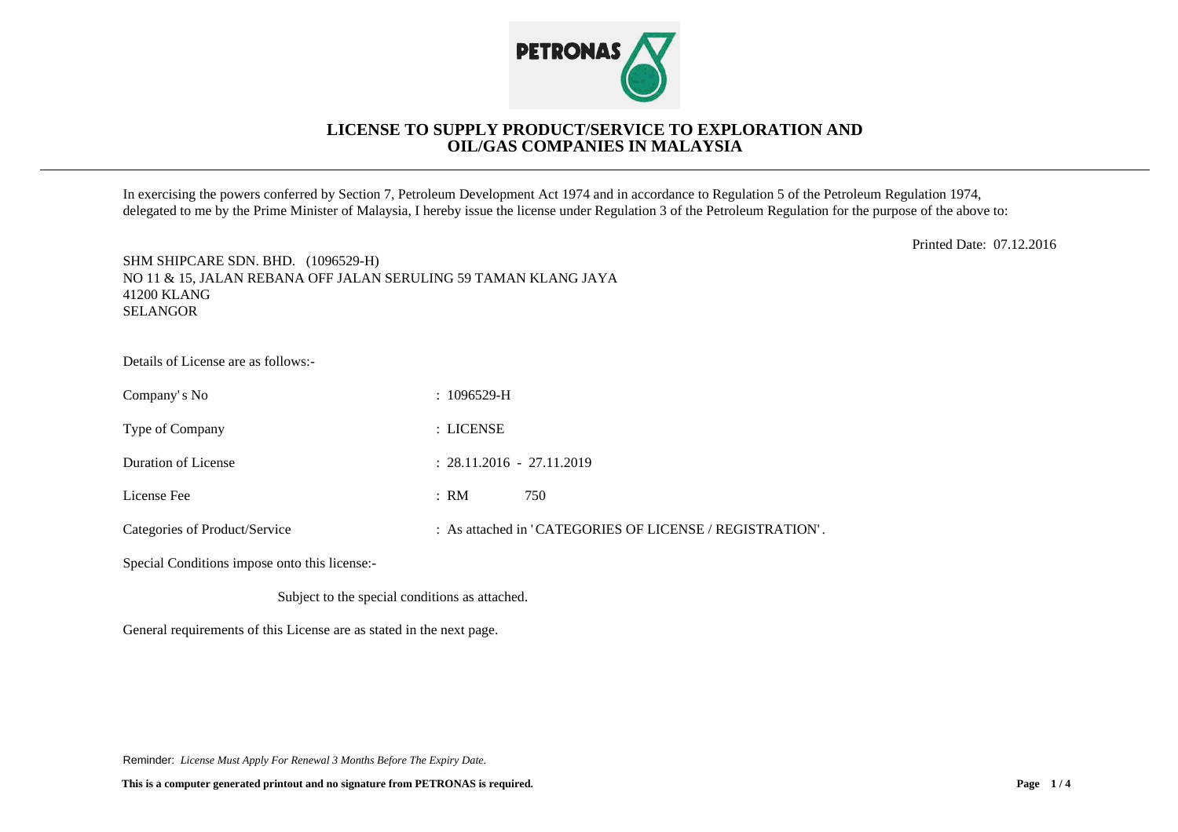# LICENSE TO SUPPLY PRODUCT/SERVICE TO EXPLORATION AND OIL/GAS COMPANIES IN MALAYSIA

In exercising the powers conferred by Section 7, Petroleum Development Act 1974 and in accordance to Regulation 5 of the Petroleum Regulation 1974, delegated to me by the Prime Minister of Malaysia, I hereby issue the license under Regulation 3 of the Petroleum Regulation for the purpose of the above to:

Printed Date: 07.12.2016

SHM SHIPCARE SDN. BHD. (1096529-H)
NO 11 & 15, JALAN REBANA OFF JALAN SERULING 59 TAMAN KLANG JAYA
41200 KLANG
SELANGOR

Details of License are as follows:-

| | |
|---|---|
| Company's No | : 1096529-H |
| Type of Company | : LICENSE |
| Duration of License | : 28.11.2016 - 27.11.2019 |
| License Fee | : RM 750 |
| Categories of Product/Service | : As attached in 'CATEGORIES OF LICENSE / REGISTRATION'. |

Special Conditions impose onto this license:-

Subject to the special conditions as attached.

General requirements of this License are as stated in the next page.

Reminder: *License Must Apply For Renewal 3 Months Before The Expiry Date.*

**This is a computer generated printout and no signature from PETRONAS is required.**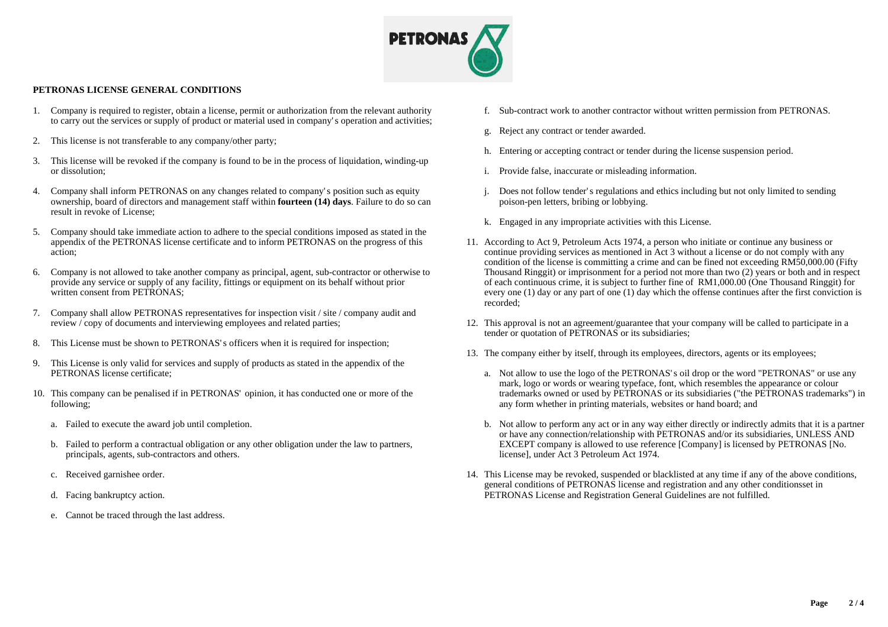**PETRONAS LICENSE GENERAL CONDITIONS**

1. Company is required to register, obtain a license, permit or authorization from the relevant authority to carry out the services or supply of product or material used in company's operation and activities;

2. This license is not transferable to any company/other party;

3. This license will be revoked if the company is found to be in the process of liquidation, winding-up or dissolution;

4. Company shall inform PETRONAS on any changes related to company's position such as equity ownership, board of directors and management staff within **fourteen (14) days**. Failure to do so can result in revoke of License;

5. Company should take immediate action to adhere to the special conditions imposed as stated in the appendix of the PETRONAS license certificate and to inform PETRONAS on the progress of this action;

6. Company is not allowed to take another company as principal, agent, sub-contractor or otherwise to provide any service or supply of any facility, fittings or equipment on its behalf without prior written consent from PETRONAS;

7. Company shall allow PETRONAS representatives for inspection visit / site / company audit and review / copy of documents and interviewing employees and related parties;

8. This License must be shown to PETRONAS's officers when it is required for inspection;

9. This License is only valid for services and supply of products as stated in the appendix of the PETRONAS license certificate;

10. This company can be penalised if in PETRONAS' opinion, it has conducted one or more of the following;

    a. Failed to execute the award job until completion.

    b. Failed to perform a contractual obligation or any other obligation under the law to partners, principals, agents, sub-contractors and others.

    c. Received garnishee order.

    d. Facing bankruptcy action.

    e. Cannot be traced through the last address.

    f. Sub-contract work to another contractor without written permission from PETRONAS.

    g. Reject any contract or tender awarded.

    h. Entering or accepting contract or tender during the license suspension period.

    i. Provide false, inaccurate or misleading information.

    j. Does not follow tender's regulations and ethics including but not only limited to sending poison-pen letters, bribing or lobbying.

    k. Engaged in any impropriate activities with this License.

11. According to Act 9, Petroleum Acts 1974, a person who initiate or continue any business or continue providing services as mentioned in Act 3 without a license or do not comply with any condition of the license is committing a crime and can be fined not exceeding RM50,000.00 (Fifty Thousand Ringgit) or imprisonment for a period not more than two (2) years or both and in respect of each continuous crime, it is subject to further fine of RM1,000.00 (One Thousand Ringgit) for every one (1) day or any part of one (1) day which the offense continues after the first conviction is recorded;

12. This approval is not an agreement/guarantee that your company will be called to participate in a tender or quotation of PETRONAS or its subsidiaries;

13. The company either by itself, through its employees, directors, agents or its employees;

    a. Not allow to use the logo of the PETRONAS's oil drop or the word "PETRONAS" or use any mark, logo or words or wearing typeface, font, which resembles the appearance or colour trademarks owned or used by PETRONAS or its subsidiaries ("the PETRONAS trademarks") in any form whether in printing materials, websites or hand board; and

    b. Not allow to perform any act or in any way either directly or indirectly admits that it is a partner or have any connection/relationship with PETRONAS and/or its subsidiaries, UNLESS AND EXCEPT company is allowed to use reference [Company] is licensed by PETRONAS [No. license], under Act 3 Petroleum Act 1974.

14. This License may be revoked, suspended or blacklisted at any time if any of the above conditions, general conditions of PETRONAS license and registration and any other conditionsset in PETRONAS License and Registration General Guidelines are not fulfilled.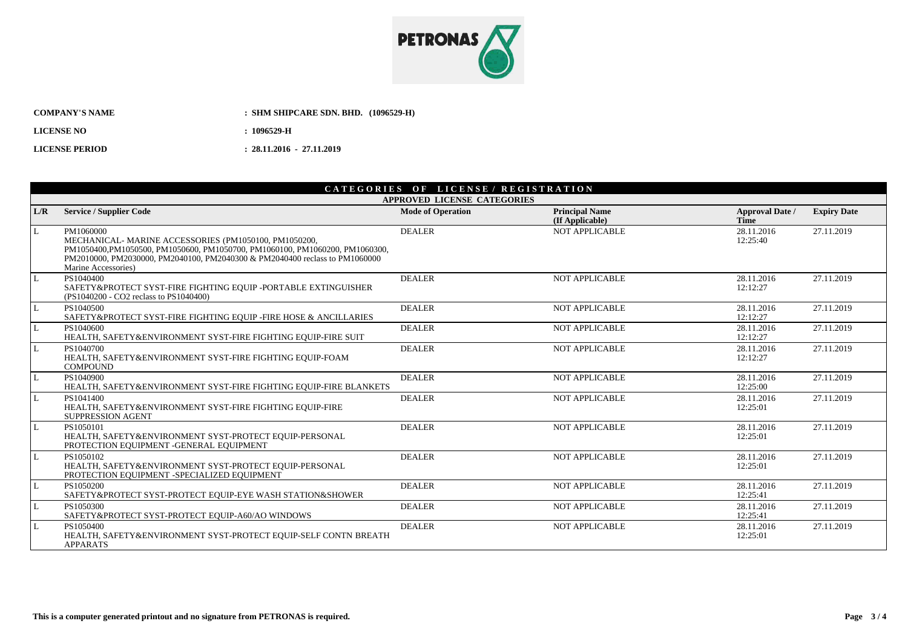PETRONAS

**COMPANY'S NAME** : **SHM SHIPCARE SDN. BHD. (1096529-H)**

**LICENSE NO** : **1096529-H**

**LICENSE PERIOD** : **28.11.2016 - 27.11.2019**

## CATEGORIES OF LICENSE / REGISTRATION

### APPROVED LICENSE CATEGORIES

| L/R | Service / Supplier Code | Mode of Operation | Principal Name (If Applicable) | Approval Date / Time | Expiry Date |
|---|---|---|---|---|---|
| L | PM1060000 MECHANICAL- MARINE ACCESSORIES (PM1050100, PM1050200, PM1050400,PM1050500, PM1050600, PM1050700, PM1060100, PM1060200, PM1060300, PM2010000, PM2030000, PM2040100, PM2040300 & PM2040400 reclass to PM1060000 Marine Accessories) | DEALER | NOT APPLICABLE | 28.11.2016 12:25:40 | 27.11.2019 |
| L | PS1040400 SAFETY&PROTECT SYST-FIRE FIGHTING EQUIP -PORTABLE EXTINGUISHER (PS1040200 - CO2 reclass to PS1040400) | DEALER | NOT APPLICABLE | 28.11.2016 12:12:27 | 27.11.2019 |
| L | PS1040500 SAFETY&PROTECT SYST-FIRE FIGHTING EQUIP -FIRE HOSE & ANCILLARIES | DEALER | NOT APPLICABLE | 28.11.2016 12:12:27 | 27.11.2019 |
| L | PS1040600 HEALTH, SAFETY&ENVIRONMENT SYST-FIRE FIGHTING EQUIP-FIRE SUIT | DEALER | NOT APPLICABLE | 28.11.2016 12:12:27 | 27.11.2019 |
| L | PS1040700 HEALTH, SAFETY&ENVIRONMENT SYST-FIRE FIGHTING EQUIP-FOAM COMPOUND | DEALER | NOT APPLICABLE | 28.11.2016 12:12:27 | 27.11.2019 |
| L | PS1040900 HEALTH, SAFETY&ENVIRONMENT SYST-FIRE FIGHTING EQUIP-FIRE BLANKETS | DEALER | NOT APPLICABLE | 28.11.2016 12:25:00 | 27.11.2019 |
| L | PS1041400 HEALTH, SAFETY&ENVIRONMENT SYST-FIRE FIGHTING EQUIP-FIRE SUPPRESSION AGENT | DEALER | NOT APPLICABLE | 28.11.2016 12:25:01 | 27.11.2019 |
| L | PS1050101 HEALTH, SAFETY&ENVIRONMENT SYST-PROTECT EQUIP-PERSONAL PROTECTION EQUIPMENT -GENERAL EQUIPMENT | DEALER | NOT APPLICABLE | 28.11.2016 12:25:01 | 27.11.2019 |
| L | PS1050102 HEALTH, SAFETY&ENVIRONMENT SYST-PROTECT EQUIP-PERSONAL PROTECTION EQUIPMENT -SPECIALIZED EQUIPMENT | DEALER | NOT APPLICABLE | 28.11.2016 12:25:01 | 27.11.2019 |
| L | PS1050200 SAFETY&PROTECT SYST-PROTECT EQUIP-EYE WASH STATION&SHOWER | DEALER | NOT APPLICABLE | 28.11.2016 12:25:41 | 27.11.2019 |
| L | PS1050300 SAFETY&PROTECT SYST-PROTECT EQUIP-A60/AO WINDOWS | DEALER | NOT APPLICABLE | 28.11.2016 12:25:41 | 27.11.2019 |
| L | PS1050400 HEALTH, SAFETY&ENVIRONMENT SYST-PROTECT EQUIP-SELF CONTN BREATH APPARATS | DEALER | NOT APPLICABLE | 28.11.2016 12:25:01 | 27.11.2019 |

**This is a computer generated printout and no signature from PETRONAS is required.**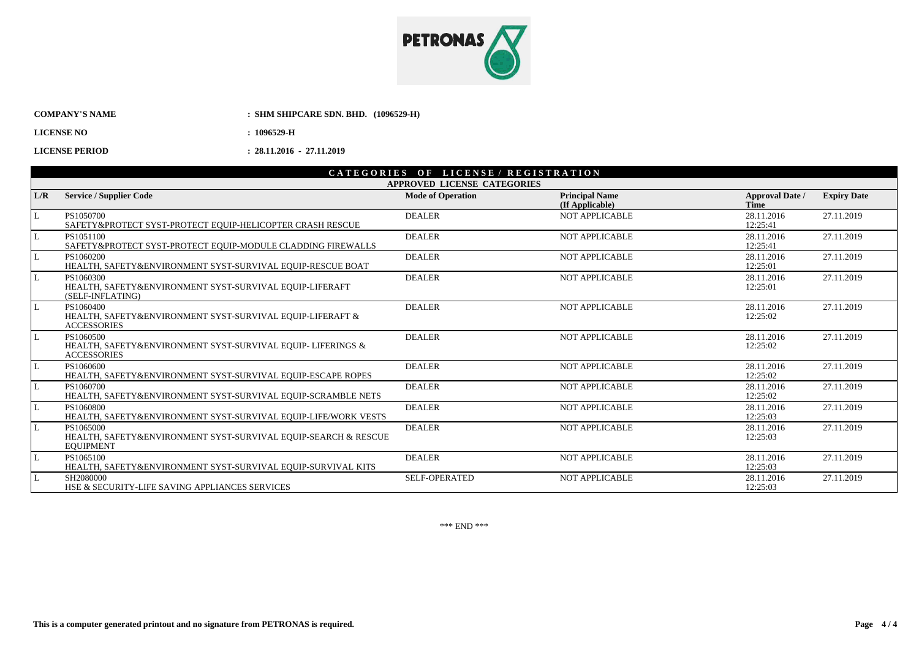PETRONAS

**COMPANY'S NAME** : **SHM SHIPCARE SDN. BHD. (1096529-H)**

**LICENSE NO** : **1096529-H**

**LICENSE PERIOD** : **28.11.2016 - 27.11.2019**

**CATEGORIES OF LICENSE / REGISTRATION**

**APPROVED LICENSE CATEGORIES**

| L/R | Service / Supplier Code | Mode of Operation | Principal Name (If Applicable) | Approval Date / Time | Expiry Date |
|---|---|---|---|---|---|
| L | PS1050700 SAFETY&PROTECT SYST-PROTECT EQUIP-HELICOPTER CRASH RESCUE | DEALER | NOT APPLICABLE | 28.11.2016 12:25:41 | 27.11.2019 |
| L | PS1051100 SAFETY&PROTECT SYST-PROTECT EQUIP-MODULE CLADDING FIREWALLS | DEALER | NOT APPLICABLE | 28.11.2016 12:25:41 | 27.11.2019 |
| L | PS1060200 HEALTH, SAFETY&ENVIRONMENT SYST-SURVIVAL EQUIP-RESCUE BOAT | DEALER | NOT APPLICABLE | 28.11.2016 12:25:01 | 27.11.2019 |
| L | PS1060300 HEALTH, SAFETY&ENVIRONMENT SYST-SURVIVAL EQUIP-LIFERAFT (SELF-INFLATING) | DEALER | NOT APPLICABLE | 28.11.2016 12:25:01 | 27.11.2019 |
| L | PS1060400 HEALTH, SAFETY&ENVIRONMENT SYST-SURVIVAL EQUIP-LIFERAFT & ACCESSORIES | DEALER | NOT APPLICABLE | 28.11.2016 12:25:02 | 27.11.2019 |
| L | PS1060500 HEALTH, SAFETY&ENVIRONMENT SYST-SURVIVAL EQUIP- LIFERINGS & ACCESSORIES | DEALER | NOT APPLICABLE | 28.11.2016 12:25:02 | 27.11.2019 |
| L | PS1060600 HEALTH, SAFETY&ENVIRONMENT SYST-SURVIVAL EQUIP-ESCAPE ROPES | DEALER | NOT APPLICABLE | 28.11.2016 12:25:02 | 27.11.2019 |
| L | PS1060700 HEALTH, SAFETY&ENVIRONMENT SYST-SURVIVAL EQUIP-SCRAMBLE NETS | DEALER | NOT APPLICABLE | 28.11.2016 12:25:02 | 27.11.2019 |
| L | PS1060800 HEALTH, SAFETY&ENVIRONMENT SYST-SURVIVAL EQUIP-LIFE/WORK VESTS | DEALER | NOT APPLICABLE | 28.11.2016 12:25:03 | 27.11.2019 |
| L | PS1065000 HEALTH, SAFETY&ENVIRONMENT SYST-SURVIVAL EQUIP-SEARCH & RESCUE EQUIPMENT | DEALER | NOT APPLICABLE | 28.11.2016 12:25:03 | 27.11.2019 |
| L | PS1065100 HEALTH, SAFETY&ENVIRONMENT SYST-SURVIVAL EQUIP-SURVIVAL KITS | DEALER | NOT APPLICABLE | 28.11.2016 12:25:03 | 27.11.2019 |
| L | SH2080000 HSE & SECURITY-LIFE SAVING APPLIANCES SERVICES | SELF-OPERATED | NOT APPLICABLE | 28.11.2016 12:25:03 | 27.11.2019 |

\*\*\* END \*\*\*

**This is a computer generated printout and no signature from PETRONAS is required.**